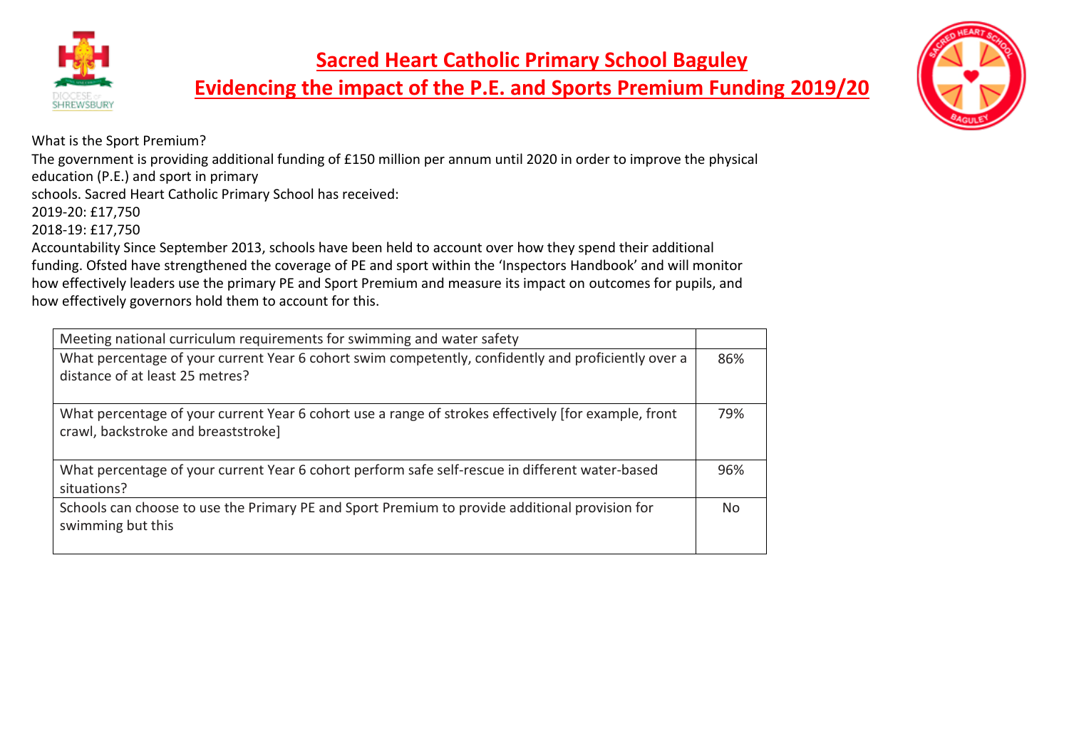# Sacred Heart Catholic Primary School Baguley

## Evidencing the impact of the P.E. and Sports Premium Funding 2019/20

What is the Sport Premium?

The government is providing additional funding of £150 million per annum until 2020 in order to improve the physical education (P.E.) and sport in primary schools. Sacred Heart Catholic Primary School has received:

2019-20: £17,750

2018-19: £17,750

Accountability Since September 2013, schools have been held to account over how they spend their additional funding. Ofsted have strengthened the coverage of PE and sport within the 'Inspectors Handbook' and will monitor how effectively leaders use the primary PE and Sport Premium and measure its impact on outcomes for pupils, and how effectively governors hold them to account for this.

| Meeting national curriculum requirements for swimming and water safety | |
|---|---|
| What percentage of your current Year 6 cohort swim competently, confidently and proficiently over a distance of at least 25 metres? | 86% |
| What percentage of your current Year 6 cohort use a range of strokes effectively [for example, front crawl, backstroke and breaststroke] | 79% |
| What percentage of your current Year 6 cohort perform safe self-rescue in different water-based situations? | 96% |
| Schools can choose to use the Primary PE and Sport Premium to provide additional provision for swimming but this | No |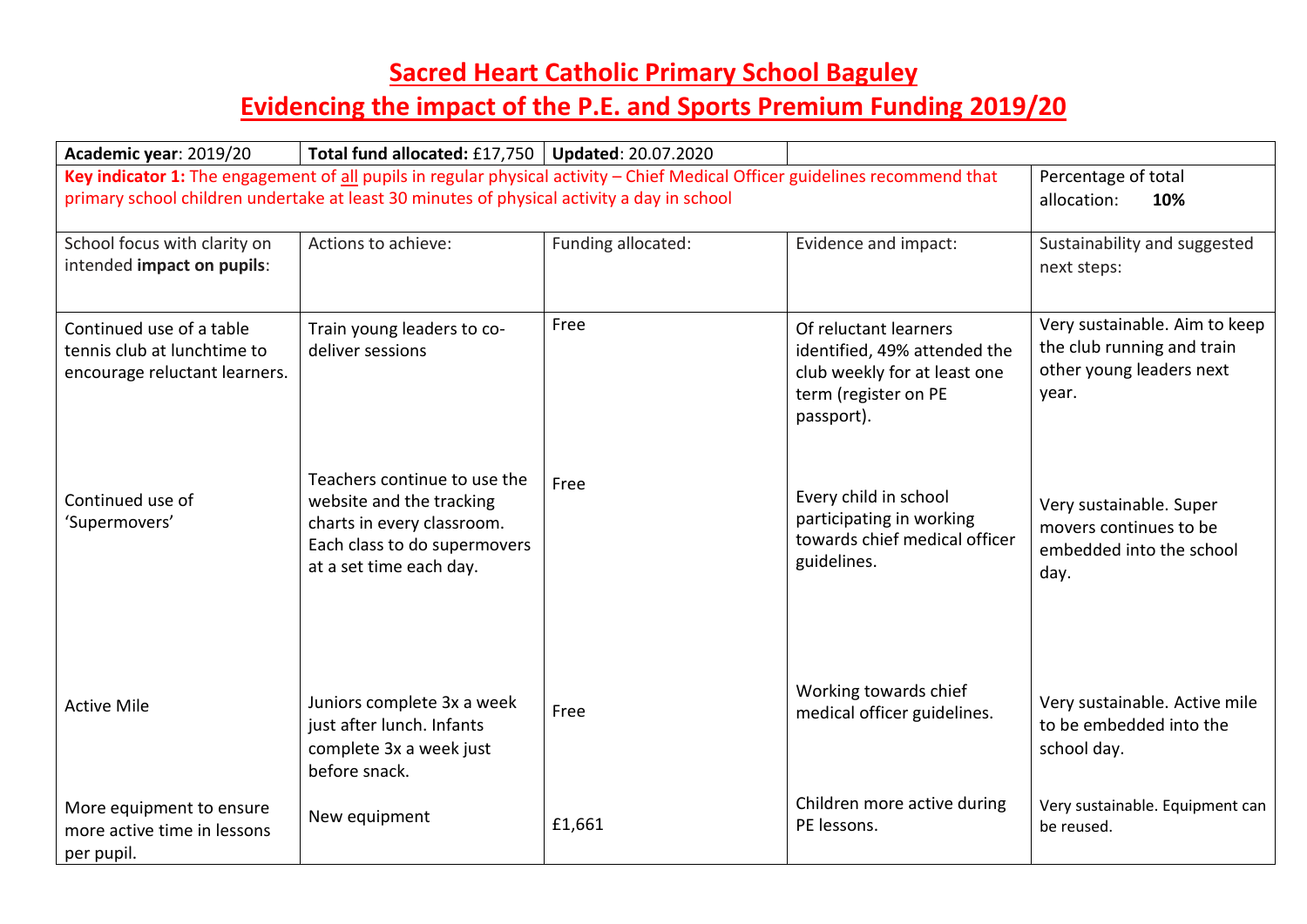# Sacred Heart Catholic Primary School Baguley

# Evidencing the impact of the P.E. and Sports Premium Funding 2019/20

| **Academic year**: 2019/20 | **Total fund allocated:** £17,750 | **Updated**: 20.07.2020 | | |
|---|---|---|---|---|
| **Key indicator 1:** The engagement of all pupils in regular physical activity – Chief Medical Officer guidelines recommend that primary school children undertake at least 30 minutes of physical activity a day in school | | | | Percentage of total allocation: **10%** |
| School focus with clarity on intended **impact on pupils**: | Actions to achieve: | Funding allocated: | Evidence and impact: | Sustainability and suggested next steps: |
| Continued use of a table tennis club at lunchtime to encourage reluctant learners. | Train young leaders to co-deliver sessions | Free | Of reluctant learners identified, 49% attended the club weekly for at least one term (register on PE passport). | Very sustainable. Aim to keep the club running and train other young leaders next year. |
| Continued use of 'Supermovers' | Teachers continue to use the website and the tracking charts in every classroom. Each class to do supermovers at a set time each day. | Free | Every child in school participating in working towards chief medical officer guidelines. | Very sustainable. Super movers continues to be embedded into the school day. |
| Active Mile | Juniors complete 3x a week just after lunch. Infants complete 3x a week just before snack. | Free | Working towards chief medical officer guidelines. | Very sustainable. Active mile to be embedded into the school day. |
| More equipment to ensure more active time in lessons per pupil. | New equipment | £1,661 | Children more active during PE lessons. | Very sustainable. Equipment can be reused. |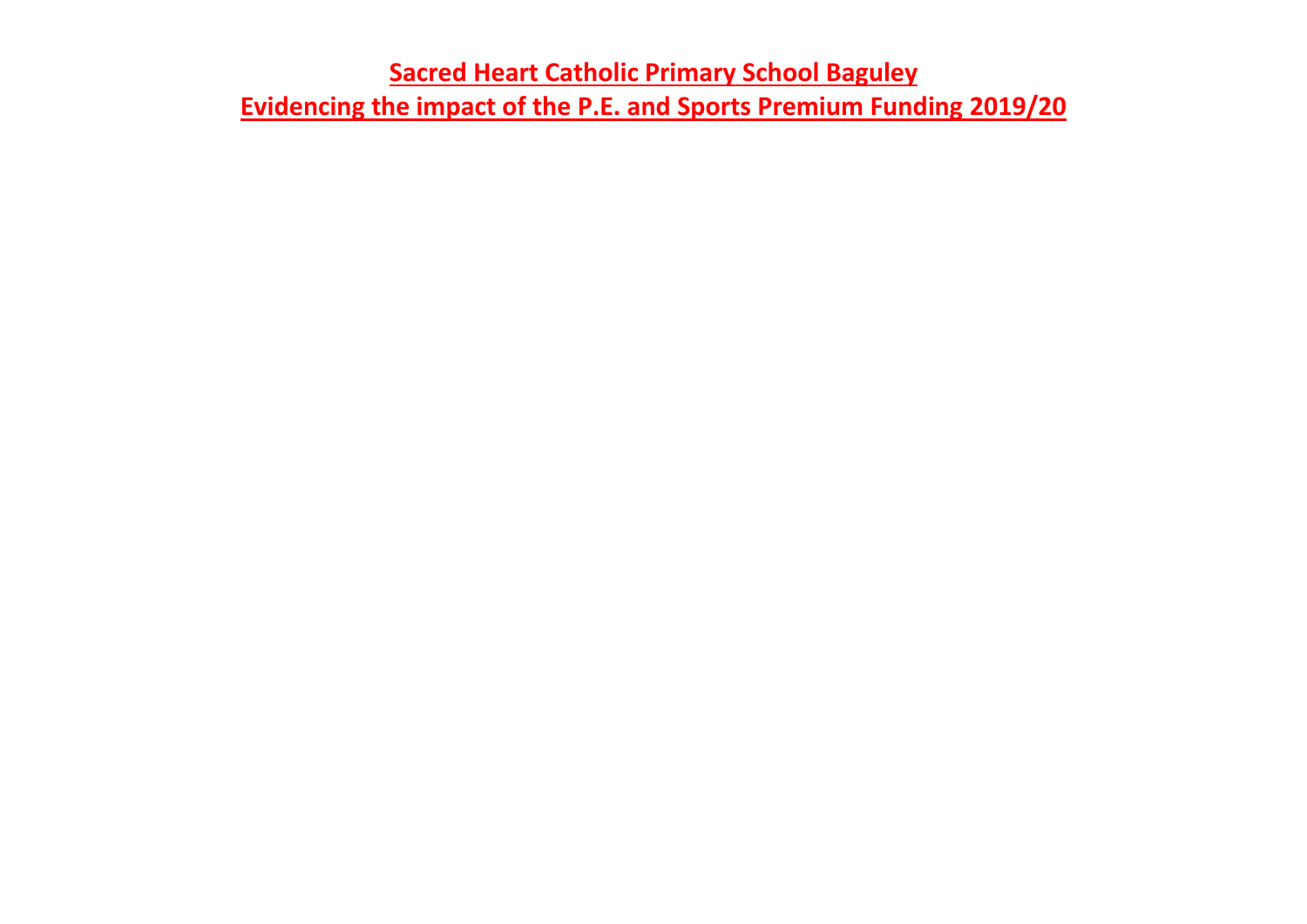# Sacred Heart Catholic Primary School Baguley
## Evidencing the impact of the P.E. and Sports Premium Funding 2019/20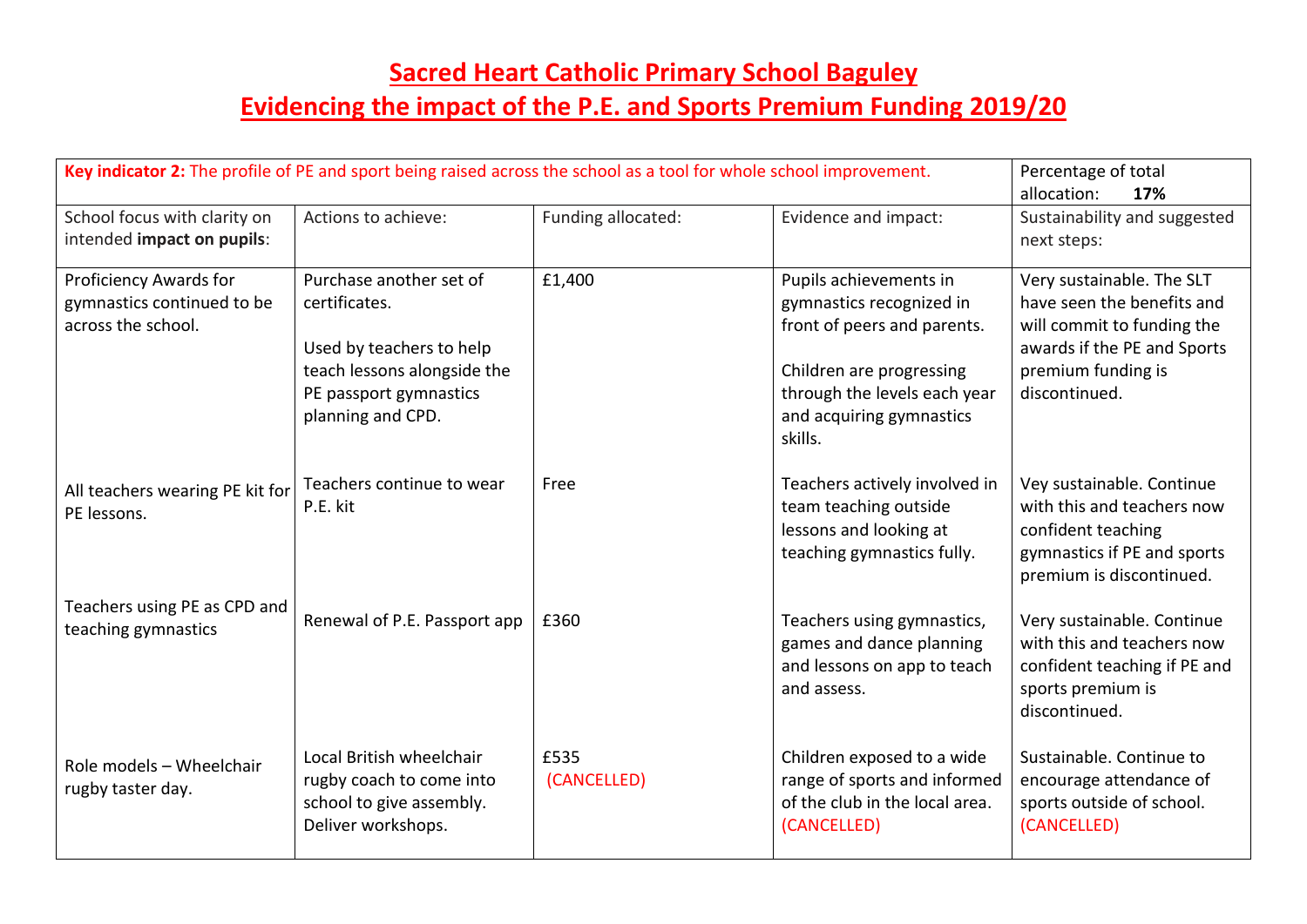# Sacred Heart Catholic Primary School Baguley

# Evidencing the impact of the P.E. and Sports Premium Funding 2019/20

| **Key indicator 2:** The profile of PE and sport being raised across the school as a tool for whole school improvement. | | | | Percentage of total allocation: **17%** |
|---|---|---|---|---|
| School focus with clarity on intended **impact on pupils**: | Actions to achieve: | Funding allocated: | Evidence and impact: | Sustainability and suggested next steps: |
| Proficiency Awards for gymnastics continued to be across the school. | Purchase another set of certificates.<br><br>Used by teachers to help teach lessons alongside the PE passport gymnastics planning and CPD. | £1,400 | Pupils achievements in gymnastics recognized in front of peers and parents.<br><br>Children are progressing through the levels each year and acquiring gymnastics skills. | Very sustainable. The SLT have seen the benefits and will commit to funding the awards if the PE and Sports premium funding is discontinued. |
| All teachers wearing PE kit for PE lessons. | Teachers continue to wear P.E. kit | Free | Teachers actively involved in team teaching outside lessons and looking at teaching gymnastics fully. | Vey sustainable. Continue with this and teachers now confident teaching gymnastics if PE and sports premium is discontinued. |
| Teachers using PE as CPD and teaching gymnastics | Renewal of P.E. Passport app | £360 | Teachers using gymnastics, games and dance planning and lessons on app to teach and assess. | Very sustainable. Continue with this and teachers now confident teaching if PE and sports premium is discontinued. |
| Role models – Wheelchair rugby taster day. | Local British wheelchair rugby coach to come into school to give assembly. Deliver workshops. | £535 (CANCELLED) | Children exposed to a wide range of sports and informed of the club in the local area. (CANCELLED) | Sustainable. Continue to encourage attendance of sports outside of school. (CANCELLED) |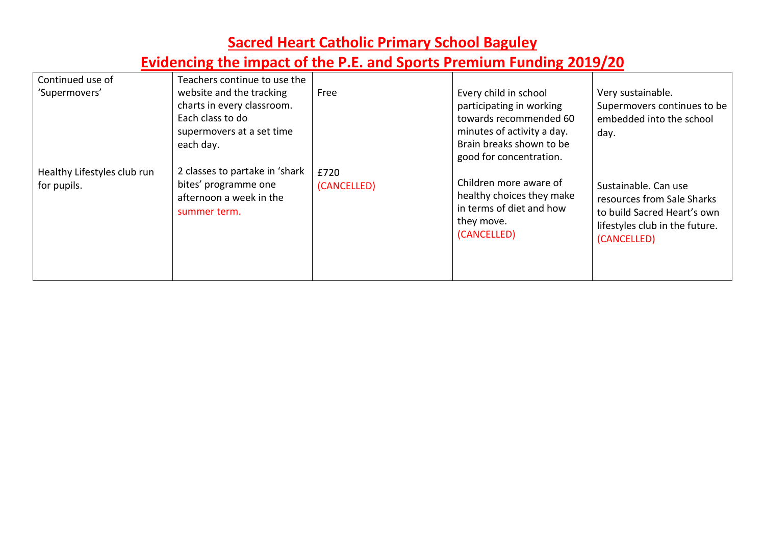# Sacred Heart Catholic Primary School Baguley

## Evidencing the impact of the P.E. and Sports Premium Funding 2019/20

| | | | | |
|---|---|---|---|---|
| Continued use of 'Supermovers' | Teachers continue to use the website and the tracking charts in every classroom. Each class to do supermovers at a set time each day. | Free | Every child in school participating in working towards recommended 60 minutes of activity a day. Brain breaks shown to be good for concentration. | Very sustainable. Supermovers continues to be embedded into the school day. |
| Healthy Lifestyles club run for pupils. | 2 classes to partake in 'shark bites' programme one afternoon a week in the summer term. | £720 (CANCELLED) | Children more aware of healthy choices they make in terms of diet and how they move. (CANCELLED) | Sustainable. Can use resources from Sale Sharks to build Sacred Heart's own lifestyles club in the future. (CANCELLED) |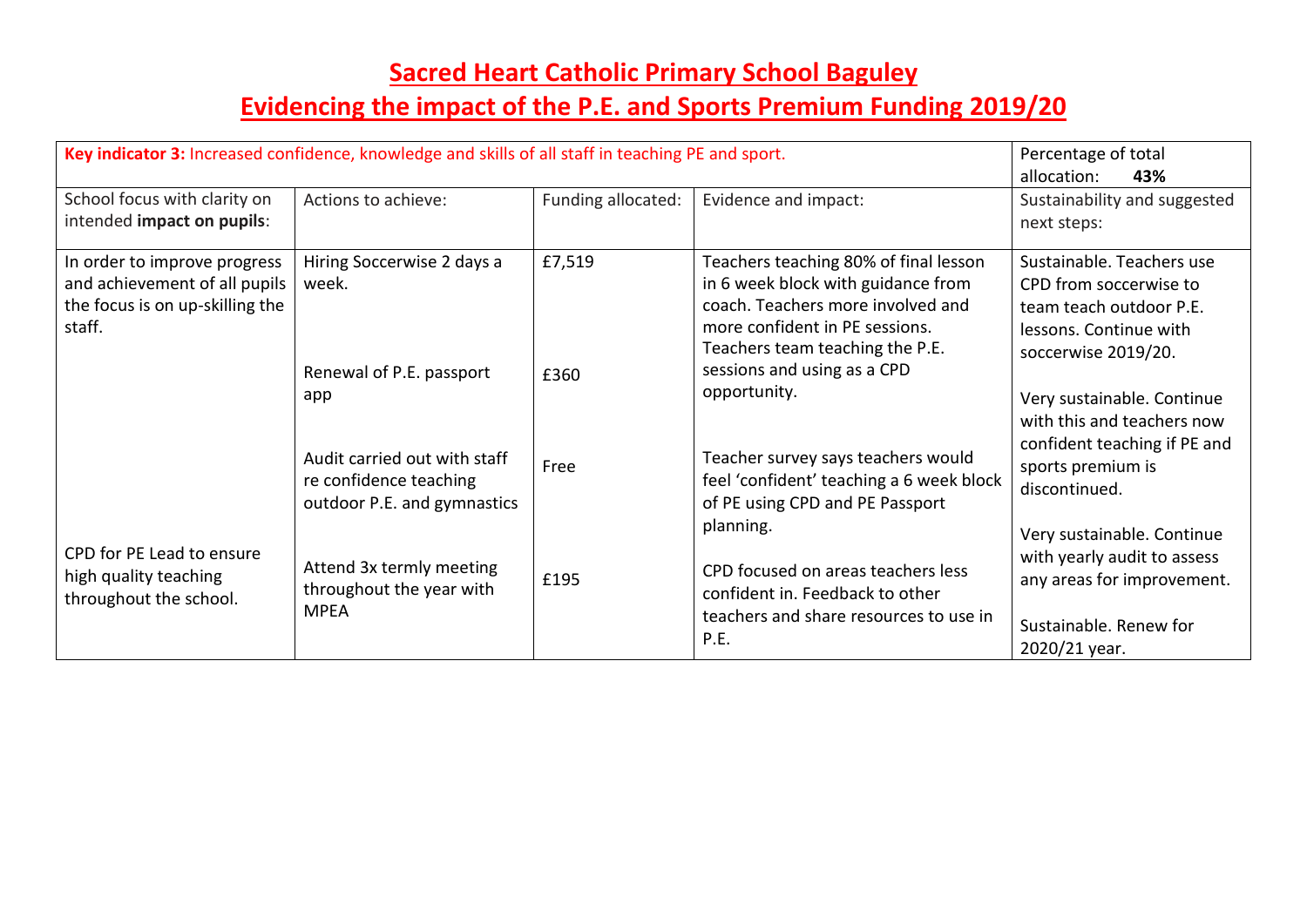# Sacred Heart Catholic Primary School Baguley

# Evidencing the impact of the P.E. and Sports Premium Funding 2019/20

| **Key indicator 3:** Increased confidence, knowledge and skills of all staff in teaching PE and sport. | | | | Percentage of total allocation: **43%** |
|---|---|---|---|---|
| School focus with clarity on intended **impact on pupils**: | Actions to achieve: | Funding allocated: | Evidence and impact: | Sustainability and suggested next steps: |
| In order to improve progress and achievement of all pupils the focus is on up-skilling the staff. | Hiring Soccerwise 2 days a week. | £7,519 | Teachers teaching 80% of final lesson in 6 week block with guidance from coach. Teachers more involved and more confident in PE sessions. Teachers team teaching the P.E. sessions and using as a CPD opportunity. | Sustainable. Teachers use CPD from soccerwise to team teach outdoor P.E. lessons. Continue with soccerwise 2019/20. |
| | Renewal of P.E. passport app | £360 | | Very sustainable. Continue with this and teachers now confident teaching if PE and sports premium is discontinued. |
| | Audit carried out with staff re confidence teaching outdoor P.E. and gymnastics | Free | Teacher survey says teachers would feel 'confident' teaching a 6 week block of PE using CPD and PE Passport planning. | Very sustainable. Continue with yearly audit to assess any areas for improvement. |
| CPD for PE Lead to ensure high quality teaching throughout the school. | Attend 3x termly meeting throughout the year with MPEA | £195 | CPD focused on areas teachers less confident in. Feedback to other teachers and share resources to use in P.E. | Sustainable. Renew for 2020/21 year. |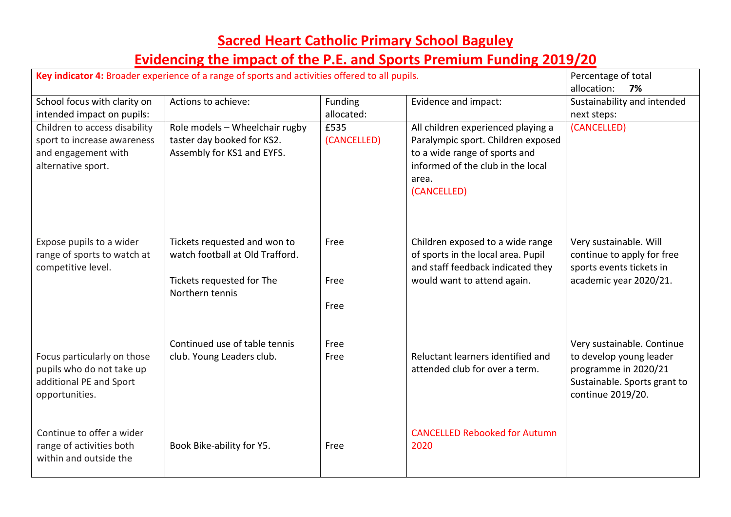# Sacred Heart Catholic Primary School Baguley

# Evidencing the impact of the P.E. and Sports Premium Funding 2019/20

| **Key indicator 4:** Broader experience of a range of sports and activities offered to all pupils. | | | | Percentage of total allocation: **7%** |
|---|---|---|---|---|
| School focus with clarity on intended impact on pupils: | Actions to achieve: | Funding allocated: | Evidence and impact: | Sustainability and intended next steps: |
| Children to access disability sport to increase awareness and engagement with alternative sport. | Role models – Wheelchair rugby taster day booked for KS2. Assembly for KS1 and EYFS. | £535 (CANCELLED) | All children experienced playing a Paralympic sport. Children exposed to a wide range of sports and informed of the club in the local area. (CANCELLED) | (CANCELLED) |
| Expose pupils to a wider range of sports to watch at competitive level. | Tickets requested and won to watch football at Old Trafford.<br><br>Tickets requested for The Northern tennis | Free<br><br>Free<br><br>Free | Children exposed to a wide range of sports in the local area. Pupil and staff feedback indicated they would want to attend again. | Very sustainable. Will continue to apply for free sports events tickets in academic year 2020/21. |
| Focus particularly on those pupils who do not take up additional PE and Sport opportunities. | Continued use of table tennis club. Young Leaders club. | Free<br>Free | Reluctant learners identified and attended club for over a term. | Very sustainable. Continue to develop young leader programme in 2020/21<br>Sustainable. Sports grant to continue 2019/20. |
| Continue to offer a wider range of activities both within and outside the | Book Bike-ability for Y5. | Free | CANCELLED Rebooked for Autumn 2020 | |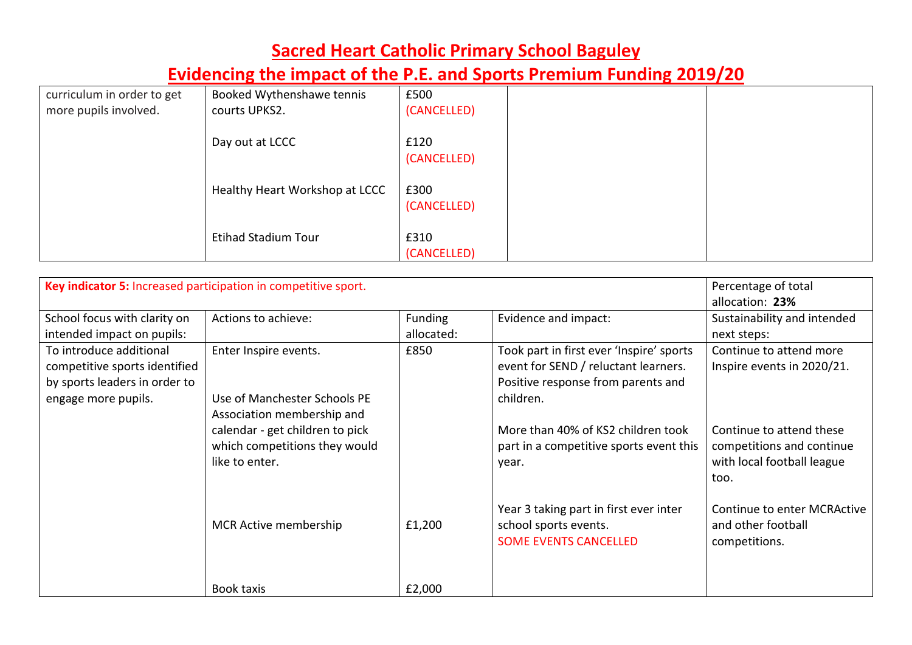# Sacred Heart Catholic Primary School Baguley

# Evidencing the impact of the P.E. and Sports Premium Funding 2019/20

| | | | | |
|---|---|---|---|---|
| curriculum in order to get more pupils involved. | Booked Wythenshawe tennis courts UPKS2.<br><br>Day out at LCCC<br><br>Healthy Heart Workshop at LCCC<br><br>Etihad Stadium Tour | £500 (CANCELLED)<br><br>£120 (CANCELLED)<br><br>£300 (CANCELLED)<br><br>£310 (CANCELLED) | | |

| **Key indicator 5:** Increased participation in competitive sport. | | | | Percentage of total allocation: **23%** |
|---|---|---|---|---|
| School focus with clarity on intended impact on pupils: | Actions to achieve: | Funding allocated: | Evidence and impact: | Sustainability and intended next steps: |
| To introduce additional competitive sports identified by sports leaders in order to engage more pupils. | Enter Inspire events.<br><br>Use of Manchester Schools PE Association membership and calendar - get children to pick which competitions they would like to enter.<br><br>MCR Active membership<br><br>Book taxis | £850<br><br><br><br><br><br>£1,200<br><br>£2,000 | Took part in first ever 'Inspire' sports event for SEND / reluctant learners. Positive response from parents and children.<br><br>More than 40% of KS2 children took part in a competitive sports event this year.<br><br>Year 3 taking part in first ever inter school sports events.<br>SOME EVENTS CANCELLED | Continue to attend more Inspire events in 2020/21.<br><br>Continue to attend these competitions and continue with local football league too.<br><br>Continue to enter MCRActive and other football competitions. |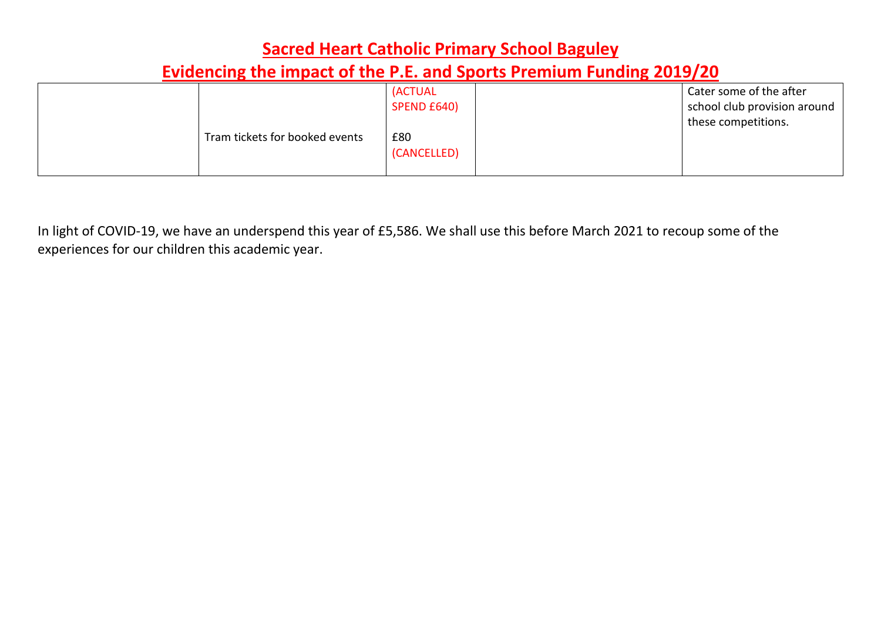# Sacred Heart Catholic Primary School Baguley

## Evidencing the impact of the P.E. and Sports Premium Funding 2019/20

| | | | | |
|---|---|---|---|---|
| | Tram tickets for booked events | (ACTUAL SPEND £640)<br><br>£80 (CANCELLED) | | Cater some of the after school club provision around these competitions. |

In light of COVID-19, we have an underspend this year of £5,586. We shall use this before March 2021 to recoup some of the experiences for our children this academic year.